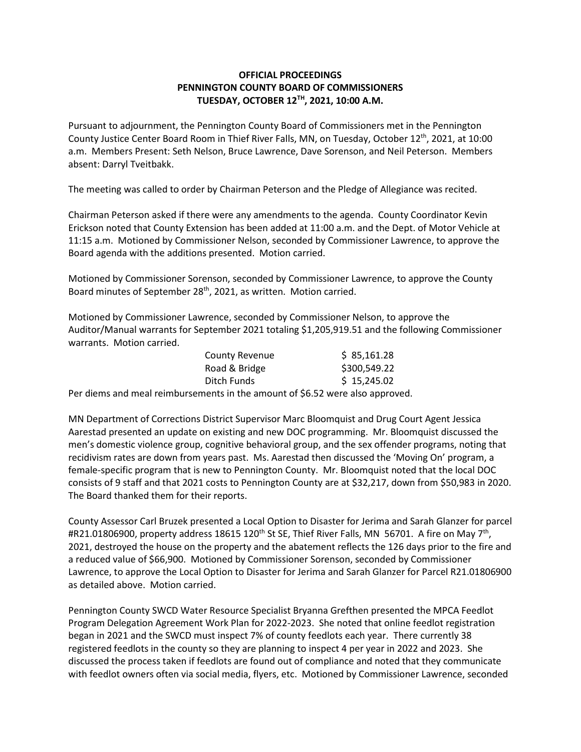**OFFICIAL PROCEEDINGS**
**PENNINGTON COUNTY BOARD OF COMMISSIONERS**
**TUESDAY, OCTOBER 12TH, 2021, 10:00 A.M.**

Pursuant to adjournment, the Pennington County Board of Commissioners met in the Pennington County Justice Center Board Room in Thief River Falls, MN, on Tuesday, October 12th, 2021, at 10:00 a.m. Members Present: Seth Nelson, Bruce Lawrence, Dave Sorenson, and Neil Peterson. Members absent: Darryl Tveitbakk.

The meeting was called to order by Chairman Peterson and the Pledge of Allegiance was recited.

Chairman Peterson asked if there were any amendments to the agenda. County Coordinator Kevin Erickson noted that County Extension has been added at 11:00 a.m. and the Dept. of Motor Vehicle at 11:15 a.m. Motioned by Commissioner Nelson, seconded by Commissioner Lawrence, to approve the Board agenda with the additions presented. Motion carried.

Motioned by Commissioner Sorenson, seconded by Commissioner Lawrence, to approve the County Board minutes of September 28th, 2021, as written. Motion carried.

Motioned by Commissioner Lawrence, seconded by Commissioner Nelson, to approve the Auditor/Manual warrants for September 2021 totaling $1,205,919.51 and the following Commissioner warrants. Motion carried.

| | |
|---|---|
| County Revenue | $ 85,161.28 |
| Road & Bridge | $300,549.22 |
| Ditch Funds | $ 15,245.02 |

Per diems and meal reimbursements in the amount of $6.52 were also approved.

MN Department of Corrections District Supervisor Marc Bloomquist and Drug Court Agent Jessica Aarestad presented an update on existing and new DOC programming. Mr. Bloomquist discussed the men's domestic violence group, cognitive behavioral group, and the sex offender programs, noting that recidivism rates are down from years past. Ms. Aarestad then discussed the 'Moving On' program, a female-specific program that is new to Pennington County. Mr. Bloomquist noted that the local DOC consists of 9 staff and that 2021 costs to Pennington County are at $32,217, down from $50,983 in 2020. The Board thanked them for their reports.

County Assessor Carl Bruzek presented a Local Option to Disaster for Jerima and Sarah Glanzer for parcel #R21.01806900, property address 18615 120th St SE, Thief River Falls, MN 56701. A fire on May 7th, 2021, destroyed the house on the property and the abatement reflects the 126 days prior to the fire and a reduced value of $66,900. Motioned by Commissioner Sorenson, seconded by Commissioner Lawrence, to approve the Local Option to Disaster for Jerima and Sarah Glanzer for Parcel R21.01806900 as detailed above. Motion carried.

Pennington County SWCD Water Resource Specialist Bryanna Grefthen presented the MPCA Feedlot Program Delegation Agreement Work Plan for 2022-2023. She noted that online feedlot registration began in 2021 and the SWCD must inspect 7% of county feedlots each year. There currently 38 registered feedlots in the county so they are planning to inspect 4 per year in 2022 and 2023. She discussed the process taken if feedlots are found out of compliance and noted that they communicate with feedlot owners often via social media, flyers, etc. Motioned by Commissioner Lawrence, seconded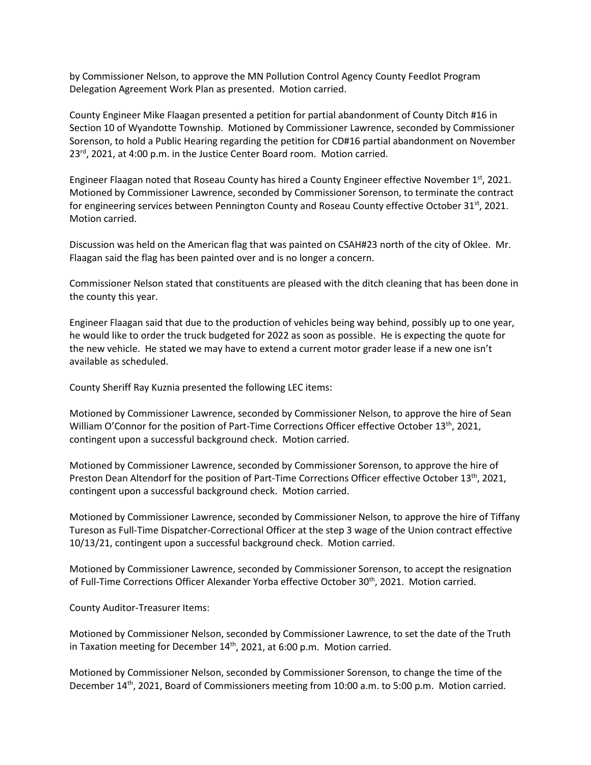by Commissioner Nelson, to approve the MN Pollution Control Agency County Feedlot Program Delegation Agreement Work Plan as presented. Motion carried.

County Engineer Mike Flaagan presented a petition for partial abandonment of County Ditch #16 in Section 10 of Wyandotte Township. Motioned by Commissioner Lawrence, seconded by Commissioner Sorenson, to hold a Public Hearing regarding the petition for CD#16 partial abandonment on November 23rd, 2021, at 4:00 p.m. in the Justice Center Board room. Motion carried.

Engineer Flaagan noted that Roseau County has hired a County Engineer effective November 1st, 2021. Motioned by Commissioner Lawrence, seconded by Commissioner Sorenson, to terminate the contract for engineering services between Pennington County and Roseau County effective October 31st, 2021. Motion carried.

Discussion was held on the American flag that was painted on CSAH#23 north of the city of Oklee. Mr. Flaagan said the flag has been painted over and is no longer a concern.

Commissioner Nelson stated that constituents are pleased with the ditch cleaning that has been done in the county this year.

Engineer Flaagan said that due to the production of vehicles being way behind, possibly up to one year, he would like to order the truck budgeted for 2022 as soon as possible. He is expecting the quote for the new vehicle. He stated we may have to extend a current motor grader lease if a new one isn't available as scheduled.

County Sheriff Ray Kuznia presented the following LEC items:

Motioned by Commissioner Lawrence, seconded by Commissioner Nelson, to approve the hire of Sean William O'Connor for the position of Part-Time Corrections Officer effective October 13th, 2021, contingent upon a successful background check. Motion carried.

Motioned by Commissioner Lawrence, seconded by Commissioner Sorenson, to approve the hire of Preston Dean Altendorf for the position of Part-Time Corrections Officer effective October 13th, 2021, contingent upon a successful background check. Motion carried.

Motioned by Commissioner Lawrence, seconded by Commissioner Nelson, to approve the hire of Tiffany Tureson as Full-Time Dispatcher-Correctional Officer at the step 3 wage of the Union contract effective 10/13/21, contingent upon a successful background check. Motion carried.

Motioned by Commissioner Lawrence, seconded by Commissioner Sorenson, to accept the resignation of Full-Time Corrections Officer Alexander Yorba effective October 30th, 2021. Motion carried.

County Auditor-Treasurer Items:

Motioned by Commissioner Nelson, seconded by Commissioner Lawrence, to set the date of the Truth in Taxation meeting for December 14th, 2021, at 6:00 p.m. Motion carried.

Motioned by Commissioner Nelson, seconded by Commissioner Sorenson, to change the time of the December 14th, 2021, Board of Commissioners meeting from 10:00 a.m. to 5:00 p.m. Motion carried.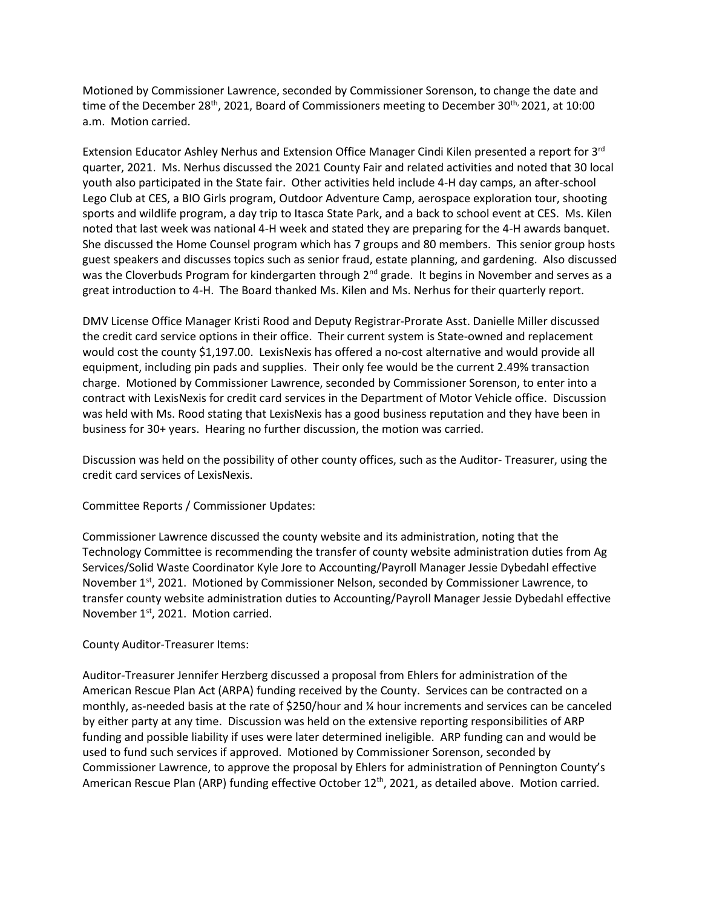Motioned by Commissioner Lawrence, seconded by Commissioner Sorenson, to change the date and time of the December 28th, 2021, Board of Commissioners meeting to December 30th, 2021, at 10:00 a.m. Motion carried.

Extension Educator Ashley Nerhus and Extension Office Manager Cindi Kilen presented a report for 3rd quarter, 2021. Ms. Nerhus discussed the 2021 County Fair and related activities and noted that 30 local youth also participated in the State fair. Other activities held include 4-H day camps, an after-school Lego Club at CES, a BIO Girls program, Outdoor Adventure Camp, aerospace exploration tour, shooting sports and wildlife program, a day trip to Itasca State Park, and a back to school event at CES. Ms. Kilen noted that last week was national 4-H week and stated they are preparing for the 4-H awards banquet. She discussed the Home Counsel program which has 7 groups and 80 members. This senior group hosts guest speakers and discusses topics such as senior fraud, estate planning, and gardening. Also discussed was the Cloverbuds Program for kindergarten through 2nd grade. It begins in November and serves as a great introduction to 4-H. The Board thanked Ms. Kilen and Ms. Nerhus for their quarterly report.

DMV License Office Manager Kristi Rood and Deputy Registrar-Prorate Asst. Danielle Miller discussed the credit card service options in their office. Their current system is State-owned and replacement would cost the county $1,197.00. LexisNexis has offered a no-cost alternative and would provide all equipment, including pin pads and supplies. Their only fee would be the current 2.49% transaction charge. Motioned by Commissioner Lawrence, seconded by Commissioner Sorenson, to enter into a contract with LexisNexis for credit card services in the Department of Motor Vehicle office. Discussion was held with Ms. Rood stating that LexisNexis has a good business reputation and they have been in business for 30+ years. Hearing no further discussion, the motion was carried.

Discussion was held on the possibility of other county offices, such as the Auditor- Treasurer, using the credit card services of LexisNexis.

Committee Reports / Commissioner Updates:

Commissioner Lawrence discussed the county website and its administration, noting that the Technology Committee is recommending the transfer of county website administration duties from Ag Services/Solid Waste Coordinator Kyle Jore to Accounting/Payroll Manager Jessie Dybedahl effective November 1st, 2021. Motioned by Commissioner Nelson, seconded by Commissioner Lawrence, to transfer county website administration duties to Accounting/Payroll Manager Jessie Dybedahl effective November 1st, 2021. Motion carried.

County Auditor-Treasurer Items:

Auditor-Treasurer Jennifer Herzberg discussed a proposal from Ehlers for administration of the American Rescue Plan Act (ARPA) funding received by the County. Services can be contracted on a monthly, as-needed basis at the rate of $250/hour and ¼ hour increments and services can be canceled by either party at any time. Discussion was held on the extensive reporting responsibilities of ARP funding and possible liability if uses were later determined ineligible. ARP funding can and would be used to fund such services if approved. Motioned by Commissioner Sorenson, seconded by Commissioner Lawrence, to approve the proposal by Ehlers for administration of Pennington County's American Rescue Plan (ARP) funding effective October 12th, 2021, as detailed above. Motion carried.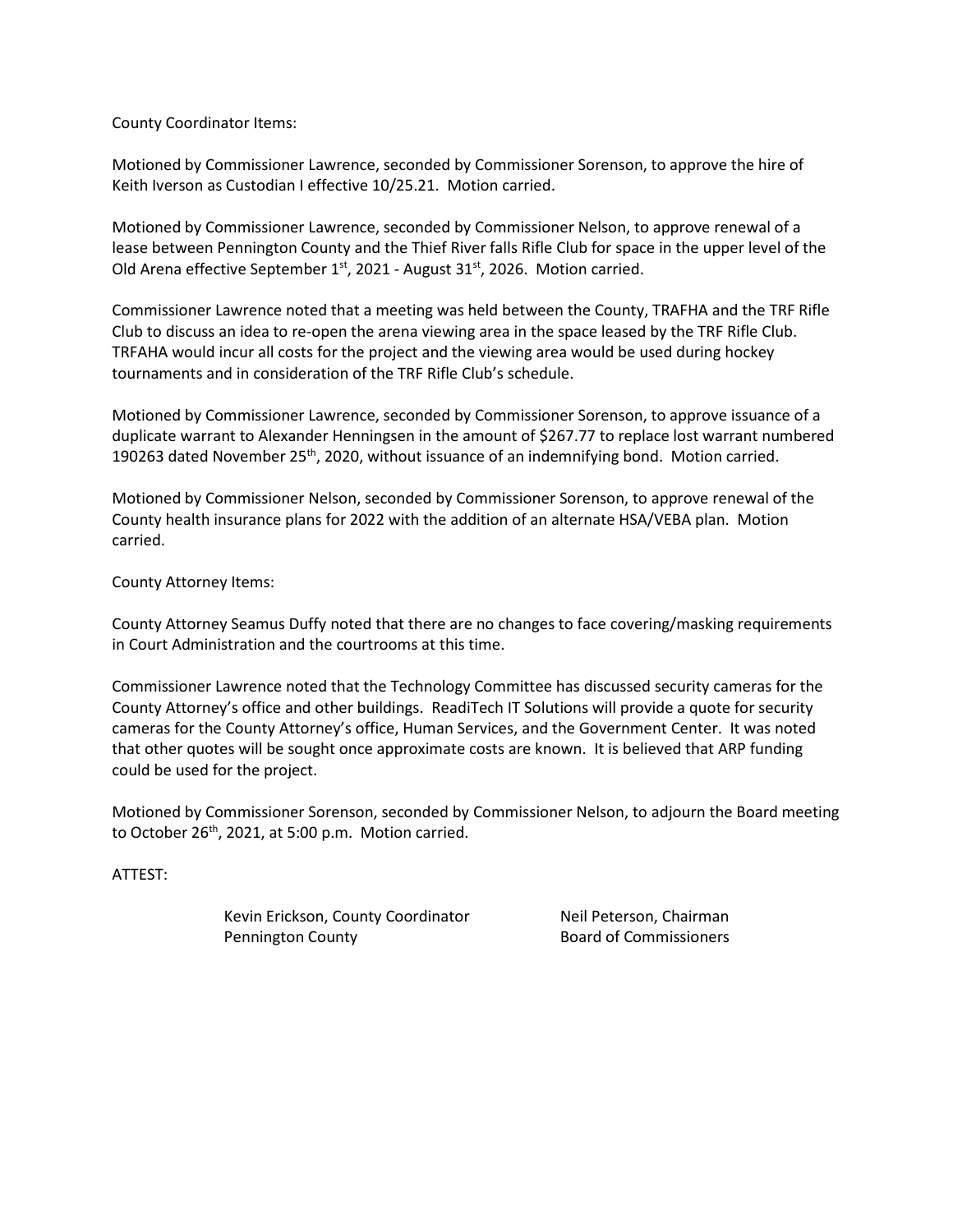County Coordinator Items:

Motioned by Commissioner Lawrence, seconded by Commissioner Sorenson, to approve the hire of Keith Iverson as Custodian I effective 10/25.21. Motion carried.

Motioned by Commissioner Lawrence, seconded by Commissioner Nelson, to approve renewal of a lease between Pennington County and the Thief River falls Rifle Club for space in the upper level of the Old Arena effective September 1st, 2021 - August 31st, 2026. Motion carried.

Commissioner Lawrence noted that a meeting was held between the County, TRAFHA and the TRF Rifle Club to discuss an idea to re-open the arena viewing area in the space leased by the TRF Rifle Club. TRFAHA would incur all costs for the project and the viewing area would be used during hockey tournaments and in consideration of the TRF Rifle Club's schedule.

Motioned by Commissioner Lawrence, seconded by Commissioner Sorenson, to approve issuance of a duplicate warrant to Alexander Henningsen in the amount of $267.77 to replace lost warrant numbered 190263 dated November 25th, 2020, without issuance of an indemnifying bond. Motion carried.

Motioned by Commissioner Nelson, seconded by Commissioner Sorenson, to approve renewal of the County health insurance plans for 2022 with the addition of an alternate HSA/VEBA plan. Motion carried.

County Attorney Items:

County Attorney Seamus Duffy noted that there are no changes to face covering/masking requirements in Court Administration and the courtrooms at this time.

Commissioner Lawrence noted that the Technology Committee has discussed security cameras for the County Attorney's office and other buildings. ReadiTech IT Solutions will provide a quote for security cameras for the County Attorney's office, Human Services, and the Government Center. It was noted that other quotes will be sought once approximate costs are known. It is believed that ARP funding could be used for the project.

Motioned by Commissioner Sorenson, seconded by Commissioner Nelson, to adjourn the Board meeting to October 26th, 2021, at 5:00 p.m. Motion carried.

ATTEST:

Kevin Erickson, County Coordinator
Pennington County

Neil Peterson, Chairman
Board of Commissioners